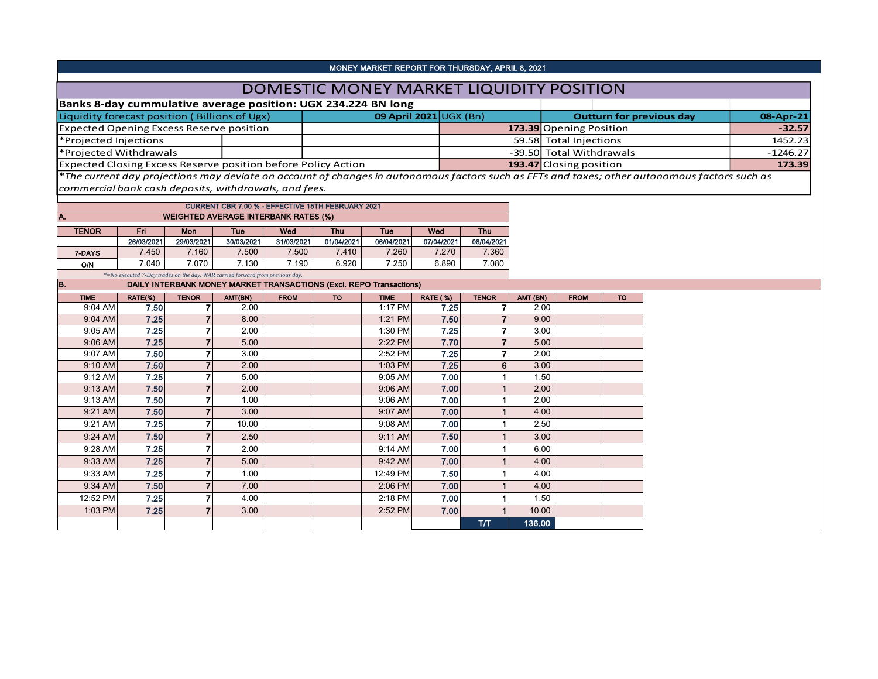MONEY MARKET REPORT FOR THURSDAY, APRIL 8, 2021

# DOMESTIC MONEY MARKET LIQUIDITY POSITION

**Banks 8-day cummulative average position: UGX 234.224 BN long**

| Liquidity forecast position ( Billions of Ugx) | **09 April 2021** UGX (Bn) | **Outturn for previous day** | **08-Apr-21** |
|---|---|---|---|
| Expected Opening Excess Reserve position | **173.39** | Opening Position | **-32.57** |
| *Projected Injections | 59.58 | Total Injections | 1452.23 |
| *Projected Withdrawals | -39.50 | Total Withdrawals | -1246.27 |
| Expected Closing Excess Reserve position before Policy Action | **193.47** | Closing position | **173.39** |

*\*The current day projections may deviate on account of changes in autonomous factors such as EFTs and taxes; other autonomous factors such as commercial bank cash deposits, withdrawals, and fees.*

CURRENT CBR 7.00 % - EFFECTIVE 15TH FEBRUARY 2021

**A. WEIGHTED AVERAGE INTERBANK RATES (%)**

| TENOR | Fri | Mon | Tue | Wed | Thu | Tue | Wed | Thu |
|---|---|---|---|---|---|---|---|---|
| | 26/03/2021 | 29/03/2021 | 30/03/2021 | 31/03/2021 | 01/04/2021 | 06/04/2021 | 07/04/2021 | 08/04/2021 |
| 7-DAYS | 7.450 | 7.160 | 7.500 | 7.500 | 7.410 | 7.260 | 7.270 | 7.360 |
| O/N | 7.040 | 7.070 | 7.130 | 7.190 | 6.920 | 7.250 | 6.890 | 7.080 |

*\*=No executed 7-Day trades on the day. WAR carried forward from previous day.*

**B. DAILY INTERBANK MONEY MARKET TRANSACTIONS (Excl. REPO Transactions)**

| TIME | RATE(%) | TENOR | AMT(BN) | FROM | TO | TIME | RATE ( %) | TENOR | AMT (BN) | FROM | TO |
|---|---|---|---|---|---|---|---|---|---|---|---|
| 9:04 AM | 7.50 | 7 | 2.00 | | | 1:17 PM | 7.25 | 7 | 2.00 | | |
| 9:04 AM | 7.25 | 7 | 8.00 | | | 1:21 PM | 7.50 | 7 | 9.00 | | |
| 9:05 AM | 7.25 | 7 | 2.00 | | | 1:30 PM | 7.25 | 7 | 3.00 | | |
| 9:06 AM | 7.25 | 7 | 5.00 | | | 2:22 PM | 7.70 | 7 | 5.00 | | |
| 9:07 AM | 7.50 | 7 | 3.00 | | | 2:52 PM | 7.25 | 7 | 2.00 | | |
| 9:10 AM | 7.50 | 7 | 2.00 | | | 1:03 PM | 7.25 | 6 | 3.00 | | |
| 9:12 AM | 7.25 | 7 | 5.00 | | | 9:05 AM | 7.00 | 1 | 1.50 | | |
| 9:13 AM | 7.50 | 7 | 2.00 | | | 9:06 AM | 7.00 | 1 | 2.00 | | |
| 9:13 AM | 7.50 | 7 | 1.00 | | | 9:06 AM | 7.00 | 1 | 2.00 | | |
| 9:21 AM | 7.50 | 7 | 3.00 | | | 9:07 AM | 7.00 | 1 | 4.00 | | |
| 9:21 AM | 7.25 | 7 | 10.00 | | | 9:08 AM | 7.00 | 1 | 2.50 | | |
| 9:24 AM | 7.50 | 7 | 2.50 | | | 9:11 AM | 7.50 | 1 | 3.00 | | |
| 9:28 AM | 7.25 | 7 | 2.00 | | | 9:14 AM | 7.00 | 1 | 6.00 | | |
| 9:33 AM | 7.25 | 7 | 5.00 | | | 9:42 AM | 7.00 | 1 | 4.00 | | |
| 9:33 AM | 7.25 | 7 | 1.00 | | | 12:49 PM | 7.50 | 1 | 4.00 | | |
| 9:34 AM | 7.50 | 7 | 7.00 | | | 2:06 PM | 7.00 | 1 | 4.00 | | |
| 12:52 PM | 7.25 | 7 | 4.00 | | | 2:18 PM | 7.00 | 1 | 1.50 | | |
| 1:03 PM | 7.25 | 7 | 3.00 | | | 2:52 PM | 7.00 | 1 | 10.00 | | |
| | | | | | | | | T/T | 136.00 | | |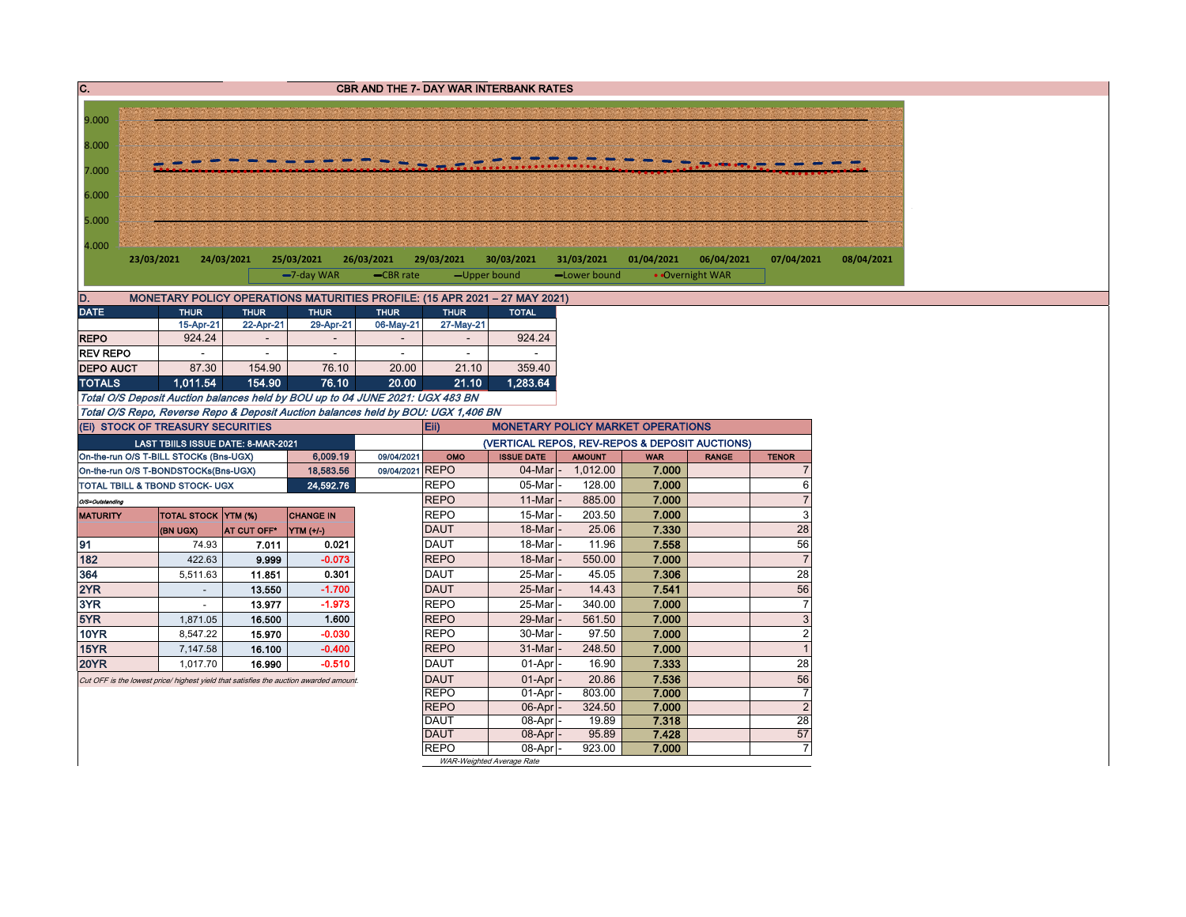## C. CBR AND THE 7- DAY WAR INTERBANK RATES

9.000
8.000
7.000
6.000
5.000
4.000

23/03/2021 24/03/2021 25/03/2021 26/03/2021 29/03/2021 30/03/2021 31/03/2021 01/04/2021 06/04/2021 07/04/2021 08/04/2021

7-day WAR — CBR rate — Upper bound — Lower bound — Overnight WAR

## D. MONETARY POLICY OPERATIONS MATURITIES PROFILE: (15 APR 2021 – 27 MAY 2021)

| DATE | THUR | THUR | THUR | THUR | THUR | TOTAL |
|---|---|---|---|---|---|---|
| | 15-Apr-21 | 22-Apr-21 | 29-Apr-21 | 06-May-21 | 27-May-21 | |
| REPO | 924.24 | - | - | - | - | 924.24 |
| REV REPO | - | - | - | - | - | - |
| DEPO AUCT | 87.30 | 154.90 | 76.10 | 20.00 | 21.10 | 359.40 |
| **TOTALS** | **1,011.54** | **154.90** | **76.10** | **20.00** | **21.10** | **1,283.64** |

*Total O/S Deposit Auction balances held by BOU up to 04 JUNE 2021: UGX 483 BN*

*Total O/S Repo, Reverse Repo & Deposit Auction balances held by BOU: UGX 1,406 BN*

## (Ei) STOCK OF TREASURY SECURITIES

| LAST TBIILS ISSUE DATE: 8-MAR-2021 | | |
|---|---|---|
| On-the-run O/S T-BILL STOCKs (Bns-UGX) | 6,009.19 | 09/04/2021 |
| On-the-run O/S T-BONDSTOCKs(Bns-UGX) | 18,583.56 | 09/04/2021 |
| TOTAL TBILL & TBOND STOCK- UGX | 24,592.76 | |

*O/S=Outstanding*

| MATURITY | TOTAL STOCK (BN UGX) | YTM (%) AT CUT OFF* | CHANGE IN YTM (+/-) |
|---|---|---|---|
| 91 | 74.93 | 7.011 | 0.021 |
| 182 | 422.63 | 9.999 | -0.073 |
| 364 | 5,511.63 | 11.851 | 0.301 |
| 2YR | - | 13.550 | -1.700 |
| 3YR | - | 13.977 | -1.973 |
| 5YR | 1,871.05 | 16.500 | 1.600 |
| 10YR | 8,547.22 | 15.970 | -0.030 |
| 15YR | 7,147.58 | 16.100 | -0.400 |
| 20YR | 1,017.70 | 16.990 | -0.510 |

*Cut OFF is the lowest price/ highest yield that satisfies the auction awarded amount.*

## Eii) MONETARY POLICY MARKET OPERATIONS

(VERTICAL REPOS, REV-REPOS & DEPOSIT AUCTIONS)

| OMO | ISSUE DATE | AMOUNT | WAR | RANGE | TENOR |
|---|---|---|---|---|---|
| REPO | 04-Mar | 1,012.00 | 7.000 | | 7 |
| REPO | 05-Mar | 128.00 | 7.000 | | 6 |
| REPO | 11-Mar | 885.00 | 7.000 | | 7 |
| REPO | 15-Mar | 203.50 | 7.000 | | 3 |
| DAUT | 18-Mar | 25.06 | 7.330 | | 28 |
| DAUT | 18-Mar | 11.96 | 7.558 | | 56 |
| REPO | 18-Mar | 550.00 | 7.000 | | 7 |
| DAUT | 25-Mar | 45.05 | 7.306 | | 28 |
| DAUT | 25-Mar | 14.43 | 7.541 | | 56 |
| REPO | 25-Mar | 340.00 | 7.000 | | 7 |
| REPO | 29-Mar | 561.50 | 7.000 | | 3 |
| REPO | 30-Mar | 97.50 | 7.000 | | 2 |
| REPO | 31-Mar | 248.50 | 7.000 | | 1 |
| DAUT | 01-Apr | 16.90 | 7.333 | | 28 |
| DAUT | 01-Apr | 20.86 | 7.536 | | 56 |
| REPO | 01-Apr | 803.00 | 7.000 | | 7 |
| REPO | 06-Apr | 324.50 | 7.000 | | 2 |
| DAUT | 08-Apr | 19.89 | 7.318 | | 28 |
| DAUT | 08-Apr | 95.89 | 7.428 | | 57 |
| REPO | 08-Apr | 923.00 | 7.000 | | 7 |

*WAR-Weighted Average Rate*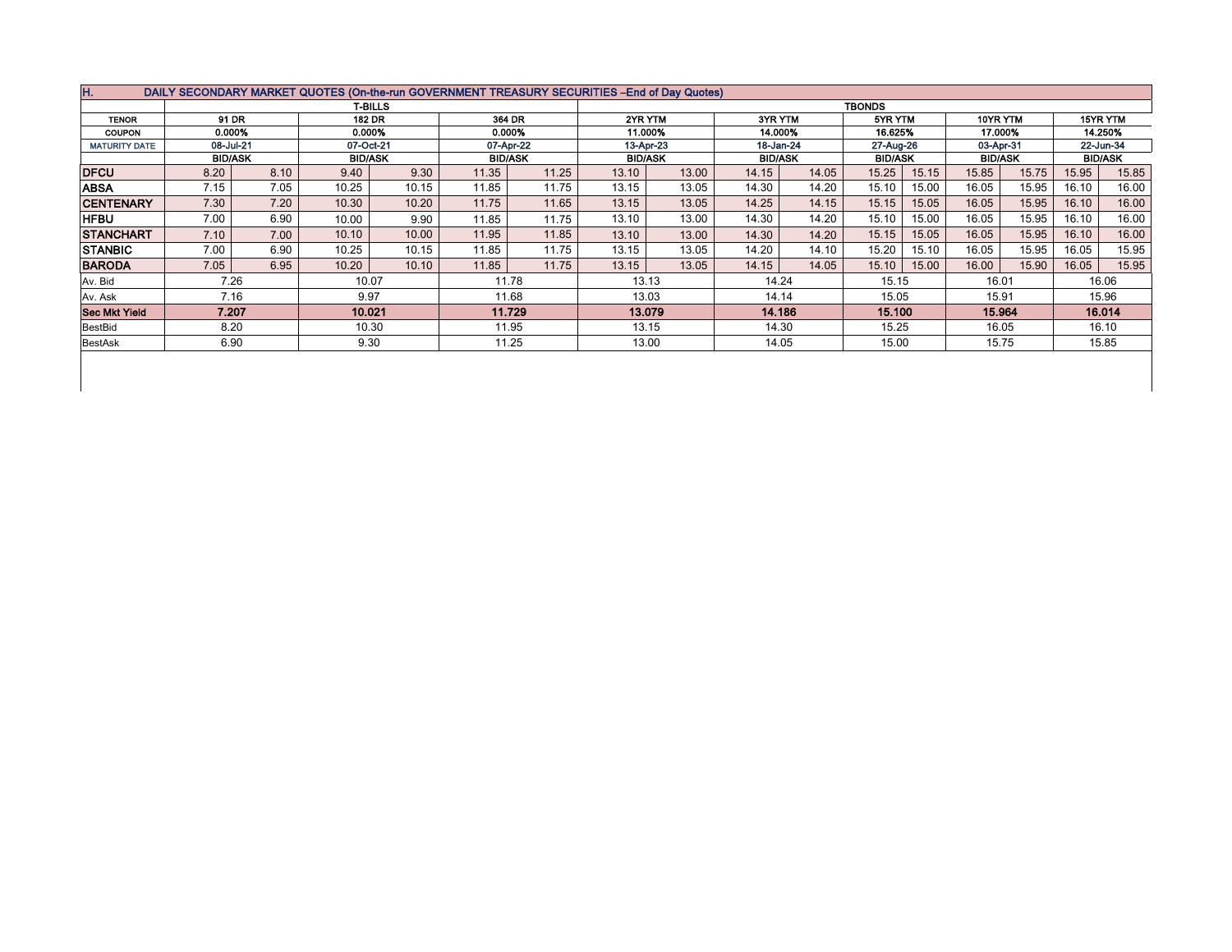| H. DAILY SECONDARY MARKET QUOTES (On-the-run GOVERNMENT TREASURY SECURITIES –End of Day Quotes) | | | | | | | | | | | | | | | | |
|---|---|---|---|---|---|---|---|---|---|---|---|---|---|---|---|---|
| | T-BILLS | | | | | | TBONDS | | | | | | | | | |
| TENOR | 91 DR | | 182 DR | | 364 DR | | 2YR YTM | | 3YR YTM | | 5YR YTM | | 10YR YTM | | 15YR YTM | |
| COUPON | 0.000% | | 0.000% | | 0.000% | | 11.000% | | 14.000% | | 16.625% | | 17.000% | | 14.250% | |
| MATURITY DATE | 08-Jul-21 | | 07-Oct-21 | | 07-Apr-22 | | 13-Apr-23 | | 18-Jan-24 | | 27-Aug-26 | | 03-Apr-31 | | 22-Jun-34 | |
| | BID/ASK | | BID/ASK | | BID/ASK | | BID/ASK | | BID/ASK | | BID/ASK | | BID/ASK | | BID/ASK | |
| DFCU | 8.20 | 8.10 | 9.40 | 9.30 | 11.35 | 11.25 | 13.10 | 13.00 | 14.15 | 14.05 | 15.25 | 15.15 | 15.85 | 15.75 | 15.95 | 15.85 |
| ABSA | 7.15 | 7.05 | 10.25 | 10.15 | 11.85 | 11.75 | 13.15 | 13.05 | 14.30 | 14.20 | 15.10 | 15.00 | 16.05 | 15.95 | 16.10 | 16.00 |
| CENTENARY | 7.30 | 7.20 | 10.30 | 10.20 | 11.75 | 11.65 | 13.15 | 13.05 | 14.25 | 14.15 | 15.15 | 15.05 | 16.05 | 15.95 | 16.10 | 16.00 |
| HFBU | 7.00 | 6.90 | 10.00 | 9.90 | 11.85 | 11.75 | 13.10 | 13.00 | 14.30 | 14.20 | 15.10 | 15.00 | 16.05 | 15.95 | 16.10 | 16.00 |
| STANCHART | 7.10 | 7.00 | 10.10 | 10.00 | 11.95 | 11.85 | 13.10 | 13.00 | 14.30 | 14.20 | 15.15 | 15.05 | 16.05 | 15.95 | 16.10 | 16.00 |
| STANBIC | 7.00 | 6.90 | 10.25 | 10.15 | 11.85 | 11.75 | 13.15 | 13.05 | 14.20 | 14.10 | 15.20 | 15.10 | 16.05 | 15.95 | 16.05 | 15.95 |
| BARODA | 7.05 | 6.95 | 10.20 | 10.10 | 11.85 | 11.75 | 13.15 | 13.05 | 14.15 | 14.05 | 15.10 | 15.00 | 16.00 | 15.90 | 16.05 | 15.95 |
| Av. Bid | 7.26 | | 10.07 | | 11.78 | | 13.13 | | 14.24 | | 15.15 | | 16.01 | | 16.06 | |
| Av. Ask | 7.16 | | 9.97 | | 11.68 | | 13.03 | | 14.14 | | 15.05 | | 15.91 | | 15.96 | |
| **Sec Mkt Yield** | **7.207** | | **10.021** | | **11.729** | | **13.079** | | **14.186** | | **15.100** | | **15.964** | | **16.014** | |
| BestBid | 8.20 | | 10.30 | | 11.95 | | 13.15 | | 14.30 | | 15.25 | | 16.05 | | 16.10 | |
| BestAsk | 6.90 | | 9.30 | | 11.25 | | 13.00 | | 14.05 | | 15.00 | | 15.75 | | 15.85 | |